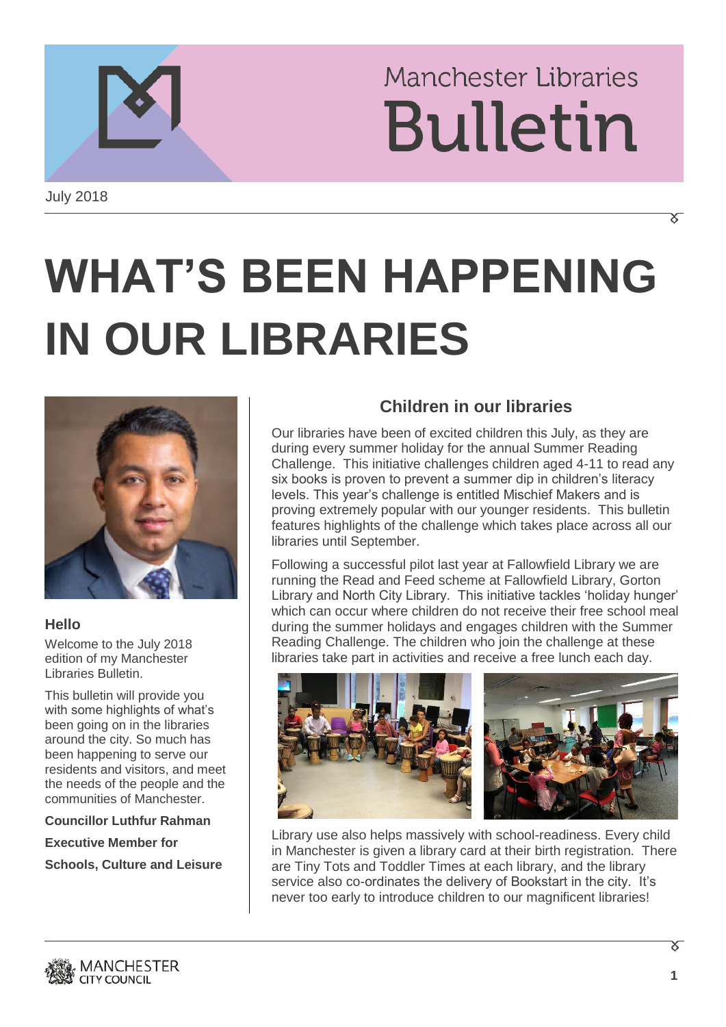# Manchester Libraries Bulletin

July 2018

# WHAT'S BEEN HAPPENING IN OUR LIBRARIES

### Hello

Welcome to the July 2018 edition of my Manchester Libraries Bulletin.

This bulletin will provide you with some highlights of what's been going on in the libraries around the city. So much has been happening to serve our residents and visitors, and meet the needs of the people and the communities of Manchester.

**Councillor Luthfur Rahman**

**Executive Member for**

**Schools, Culture and Leisure**

## Children in our libraries

Our libraries have been of excited children this July, as they are during every summer holiday for the annual Summer Reading Challenge. This initiative challenges children aged 4-11 to read any six books is proven to prevent a summer dip in children's literacy levels. This year's challenge is entitled Mischief Makers and is proving extremely popular with our younger residents. This bulletin features highlights of the challenge which takes place across all our libraries until September.

Following a successful pilot last year at Fallowfield Library we are running the Read and Feed scheme at Fallowfield Library, Gorton Library and North City Library. This initiative tackles 'holiday hunger' which can occur where children do not receive their free school meal during the summer holidays and engages children with the Summer Reading Challenge. The children who join the challenge at these libraries take part in activities and receive a free lunch each day.

Library use also helps massively with school-readiness. Every child in Manchester is given a library card at their birth registration. There are Tiny Tots and Toddler Times at each library, and the library service also co-ordinates the delivery of Bookstart in the city. It's never too early to introduce children to our magnificent libraries!

MANCHESTER CITY COUNCIL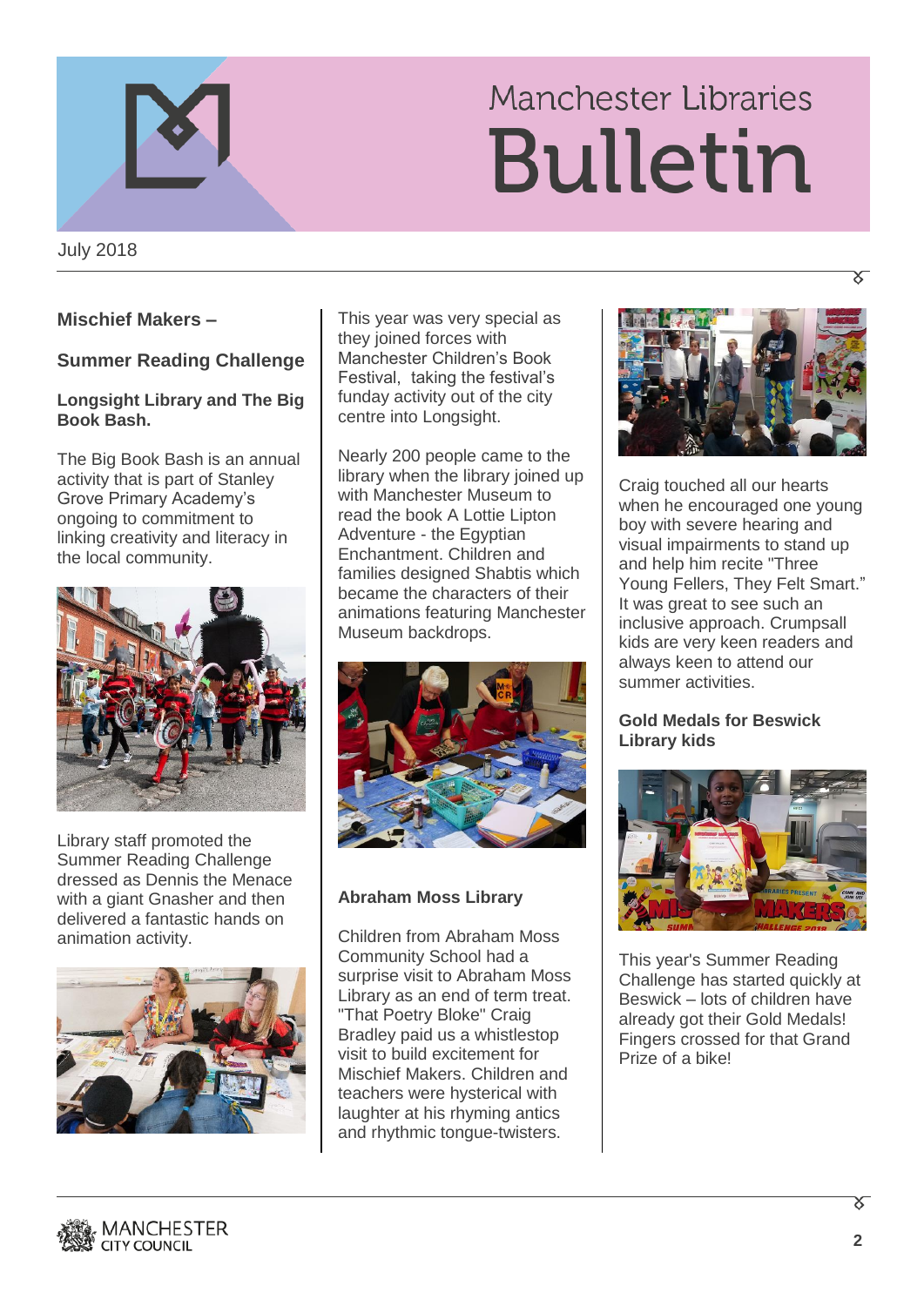# Manchester Libraries Bulletin

July 2018

## Mischief Makers –

## Summer Reading Challenge

### Longsight Library and The Big Book Bash.

The Big Book Bash is an annual activity that is part of Stanley Grove Primary Academy's ongoing to commitment to linking creativity and literacy in the local community.

Library staff promoted the Summer Reading Challenge dressed as Dennis the Menace with a giant Gnasher and then delivered a fantastic hands on animation activity.

This year was very special as they joined forces with Manchester Children's Book Festival, taking the festival's funday activity out of the city centre into Longsight.

Nearly 200 people came to the library when the library joined up with Manchester Museum to read the book A Lottie Lipton Adventure - the Egyptian Enchantment. Children and families designed Shabtis which became the characters of their animations featuring Manchester Museum backdrops.

### Abraham Moss Library

Children from Abraham Moss Community School had a surprise visit to Abraham Moss Library as an end of term treat. "That Poetry Bloke" Craig Bradley paid us a whistlestop visit to build excitement for Mischief Makers. Children and teachers were hysterical with laughter at his rhyming antics and rhythmic tongue-twisters.

Craig touched all our hearts when he encouraged one young boy with severe hearing and visual impairments to stand up and help him recite "Three Young Fellers, They Felt Smart." It was great to see such an inclusive approach. Crumpsall kids are very keen readers and always keen to attend our summer activities.

### Gold Medals for Beswick Library kids

This year's Summer Reading Challenge has started quickly at Beswick – lots of children have already got their Gold Medals! Fingers crossed for that Grand Prize of a bike!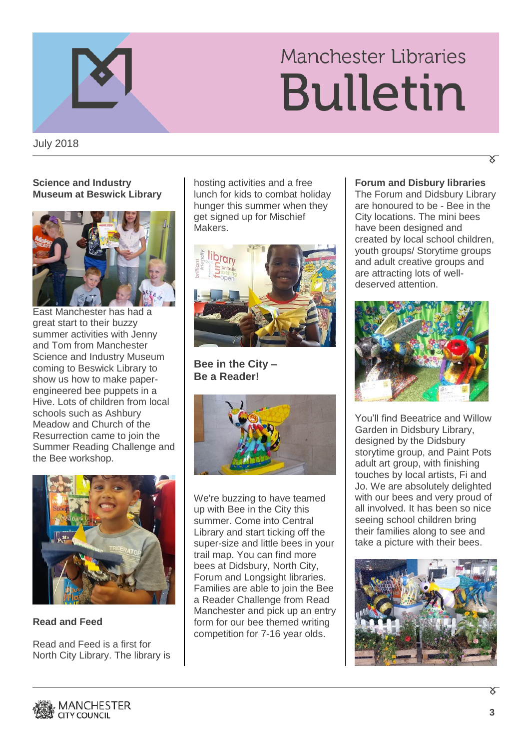# Manchester Libraries Bulletin

July 2018

### Science and Industry Museum at Beswick Library

East Manchester has had a great start to their buzzy summer activities with Jenny and Tom from Manchester Science and Industry Museum coming to Beswick Library to show us how to make paper-engineered bee puppets in a Hive. Lots of children from local schools such as Ashbury Meadow and Church of the Resurrection came to join the Summer Reading Challenge and the Bee workshop.

### Read and Feed

Read and Feed is a first for North City Library. The library is hosting activities and a free lunch for kids to combat holiday hunger this summer when they get signed up for Mischief Makers.

### Bee in the City – Be a Reader!

We're buzzing to have teamed up with Bee in the City this summer. Come into Central Library and start ticking off the super-size and little bees in your trail map. You can find more bees at Didsbury, North City, Forum and Longsight libraries. Families are able to join the Bee a Reader Challenge from Read Manchester and pick up an entry form for our bee themed writing competition for 7-16 year olds.

### Forum and Disbury libraries

The Forum and Didsbury Library are honoured to be - Bee in the City locations. The mini bees have been designed and created by local school children, youth groups/ Storytime groups and adult creative groups and are attracting lots of well-deserved attention.

You'll find Beeatrice and Willow Garden in Didsbury Library, designed by the Didsbury storytime group, and Paint Pots adult art group, with finishing touches by local artists, Fi and Jo. We are absolutely delighted with our bees and very proud of all involved. It has been so nice seeing school children bring their families along to see and take a picture with their bees.

MANCHESTER CITY COUNCIL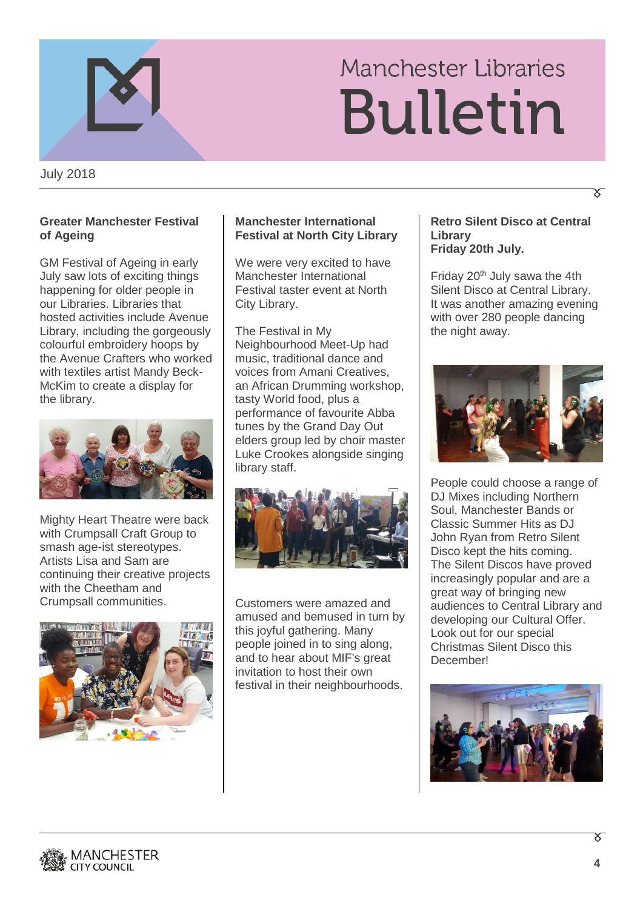# Manchester Libraries Bulletin

July 2018

## Greater Manchester Festival of Ageing

GM Festival of Ageing in early July saw lots of exciting things happening for older people in our Libraries. Libraries that hosted activities include Avenue Library, including the gorgeously colourful embroidery hoops by the Avenue Crafters who worked with textiles artist Mandy Beck-McKim to create a display for the library.

Mighty Heart Theatre were back with Crumpsall Craft Group to smash age-ist stereotypes. Artists Lisa and Sam are continuing their creative projects with the Cheetham and Crumpsall communities.

## Manchester International Festival at North City Library

We were very excited to have Manchester International Festival taster event at North City Library.

The Festival in My Neighbourhood Meet-Up had music, traditional dance and voices from Amani Creatives, an African Drumming workshop, tasty World food, plus a performance of favourite Abba tunes by the Grand Day Out elders group led by choir master Luke Crookes alongside singing library staff.

Customers were amazed and amused in turn by this joyful gathering. Many people joined in to sing along, and to hear about MIF's great invitation to host their own festival in their neighbourhoods.

## Retro Silent Disco at Central Library Friday 20th July.

Friday 20th July sawa the 4th Silent Disco at Central Library. It was another amazing evening with over 280 people dancing the night away.

People could choose a range of DJ Mixes including Northern Soul, Manchester Bands or Classic Summer Hits as DJ John Ryan from Retro Silent Disco kept the hits coming. The Silent Discos have proved increasingly popular and are a great way of bringing new audiences to Central Library and developing our Cultural Offer. Look out for our special Christmas Silent Disco this December!

MANCHESTER CITY COUNCIL